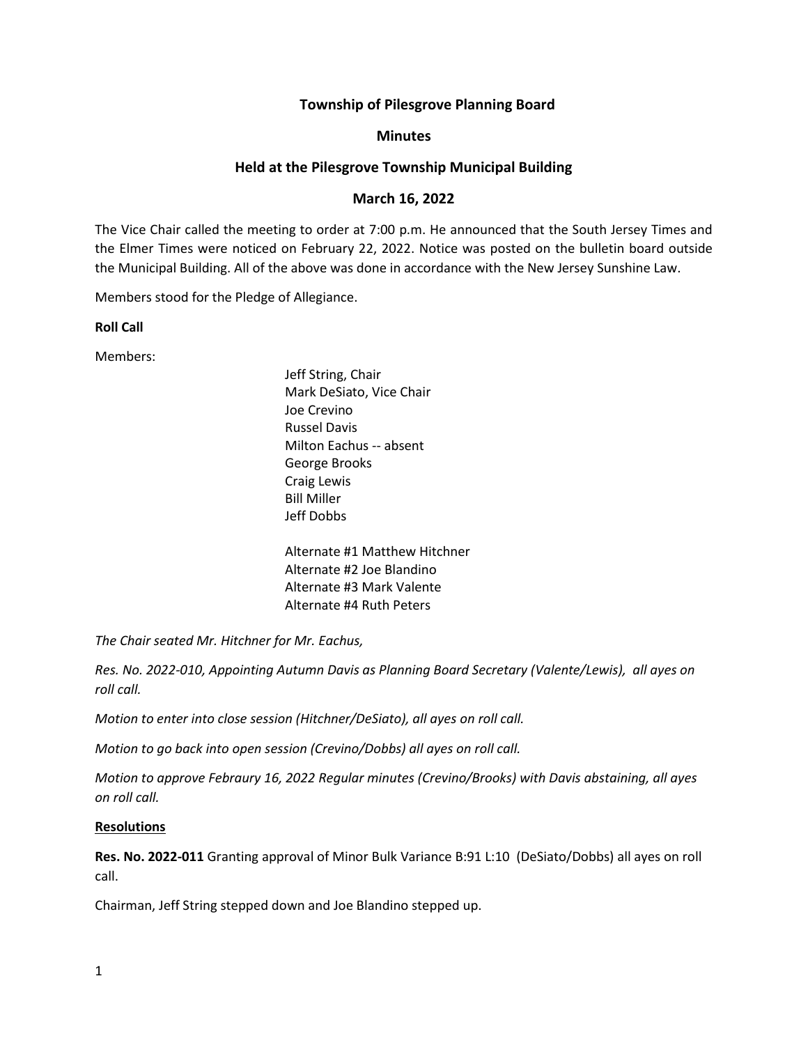# Township of Pilesgrove Planning Board

## Minutes

## Held at the Pilesgrove Township Municipal Building

## March 16, 2022

The Vice Chair called the meeting to order at 7:00 p.m. He announced that the South Jersey Times and the Elmer Times were noticed on February 22, 2022. Notice was posted on the bulletin board outside the Municipal Building. All of the above was done in accordance with the New Jersey Sunshine Law.

Members stood for the Pledge of Allegiance.

**Roll Call**

Members:

Jeff String, Chair
Mark DeSiato, Vice Chair
Joe Crevino
Russel Davis
Milton Eachus -- absent
George Brooks
Craig Lewis
Bill Miller
Jeff Dobbs

Alternate #1 Matthew Hitchner
Alternate #2 Joe Blandino
Alternate #3 Mark Valente
Alternate #4 Ruth Peters

*The Chair seated Mr. Hitchner for Mr. Eachus,*

*Res. No. 2022-010, Appointing Autumn Davis as Planning Board Secretary (Valente/Lewis), all ayes on roll call.*

*Motion to enter into close session (Hitchner/DeSiato), all ayes on roll call.*

*Motion to go back into open session (Crevino/Dobbs) all ayes on roll call.*

*Motion to approve Febraury 16, 2022 Regular minutes (Crevino/Brooks) with Davis abstaining, all ayes on roll call.*

**Resolutions**

**Res. No. 2022-011** Granting approval of Minor Bulk Variance B:91 L:10 (DeSiato/Dobbs) all ayes on roll call.

Chairman, Jeff String stepped down and Joe Blandino stepped up.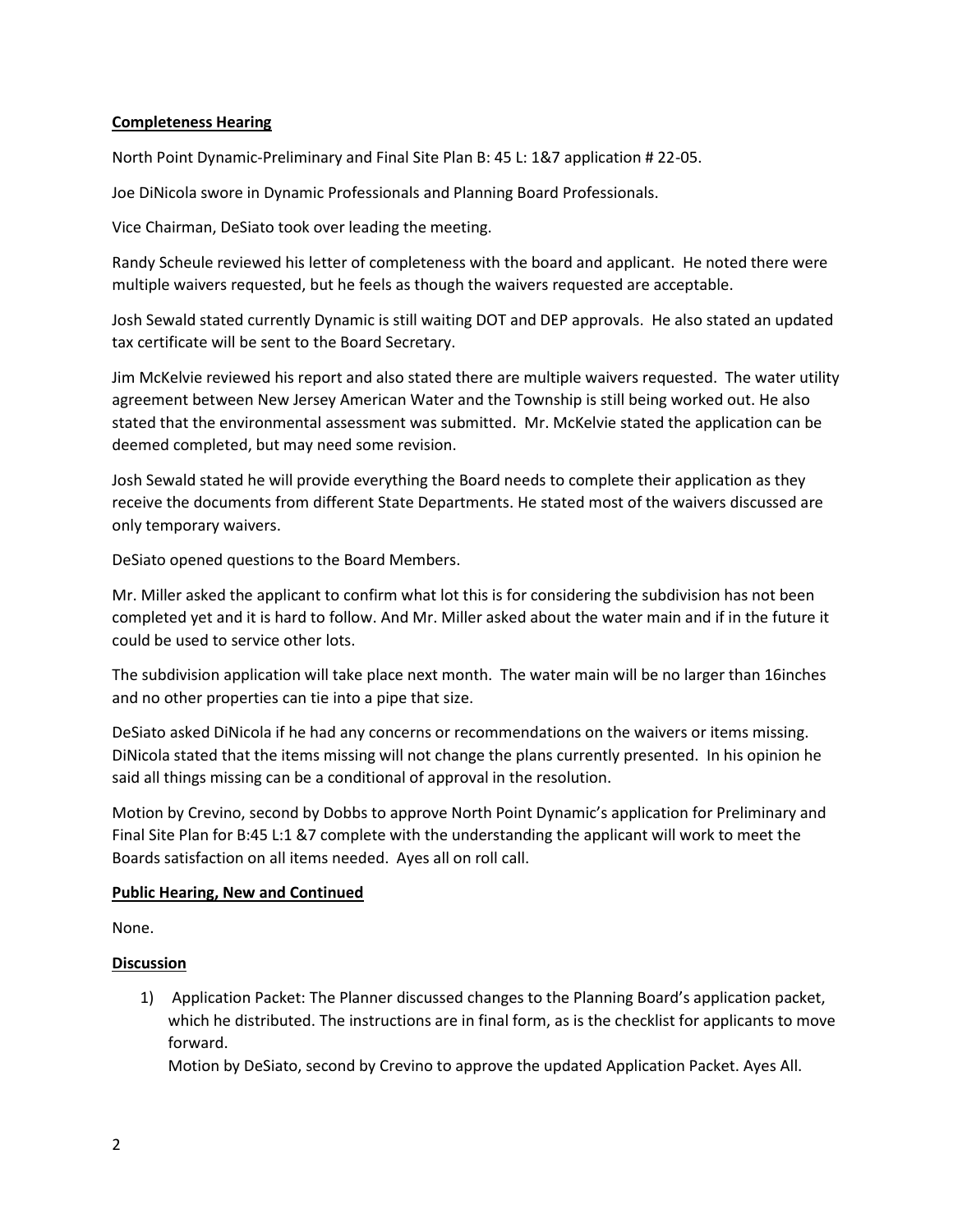**Completeness Hearing**

North Point Dynamic-Preliminary and Final Site Plan B: 45 L: 1&7 application # 22-05.

Joe DiNicola swore in Dynamic Professionals and Planning Board Professionals.

Vice Chairman, DeSiato took over leading the meeting.

Randy Scheule reviewed his letter of completeness with the board and applicant. He noted there were multiple waivers requested, but he feels as though the waivers requested are acceptable.

Josh Sewald stated currently Dynamic is still waiting DOT and DEP approvals. He also stated an updated tax certificate will be sent to the Board Secretary.

Jim McKelvie reviewed his report and also stated there are multiple waivers requested. The water utility agreement between New Jersey American Water and the Township is still being worked out. He also stated that the environmental assessment was submitted. Mr. McKelvie stated the application can be deemed completed, but may need some revision.

Josh Sewald stated he will provide everything the Board needs to complete their application as they receive the documents from different State Departments. He stated most of the waivers discussed are only temporary waivers.

DeSiato opened questions to the Board Members.

Mr. Miller asked the applicant to confirm what lot this is for considering the subdivision has not been completed yet and it is hard to follow. And Mr. Miller asked about the water main and if in the future it could be used to service other lots.

The subdivision application will take place next month. The water main will be no larger than 16inches and no other properties can tie into a pipe that size.

DeSiato asked DiNicola if he had any concerns or recommendations on the waivers or items missing. DiNicola stated that the items missing will not change the plans currently presented. In his opinion he said all things missing can be a conditional of approval in the resolution.

Motion by Crevino, second by Dobbs to approve North Point Dynamic's application for Preliminary and Final Site Plan for B:45 L:1 &7 complete with the understanding the applicant will work to meet the Boards satisfaction on all items needed. Ayes all on roll call.

**Public Hearing, New and Continued**

None.

**Discussion**

1) Application Packet: The Planner discussed changes to the Planning Board's application packet, which he distributed. The instructions are in final form, as is the checklist for applicants to move forward.

   Motion by DeSiato, second by Crevino to approve the updated Application Packet. Ayes All.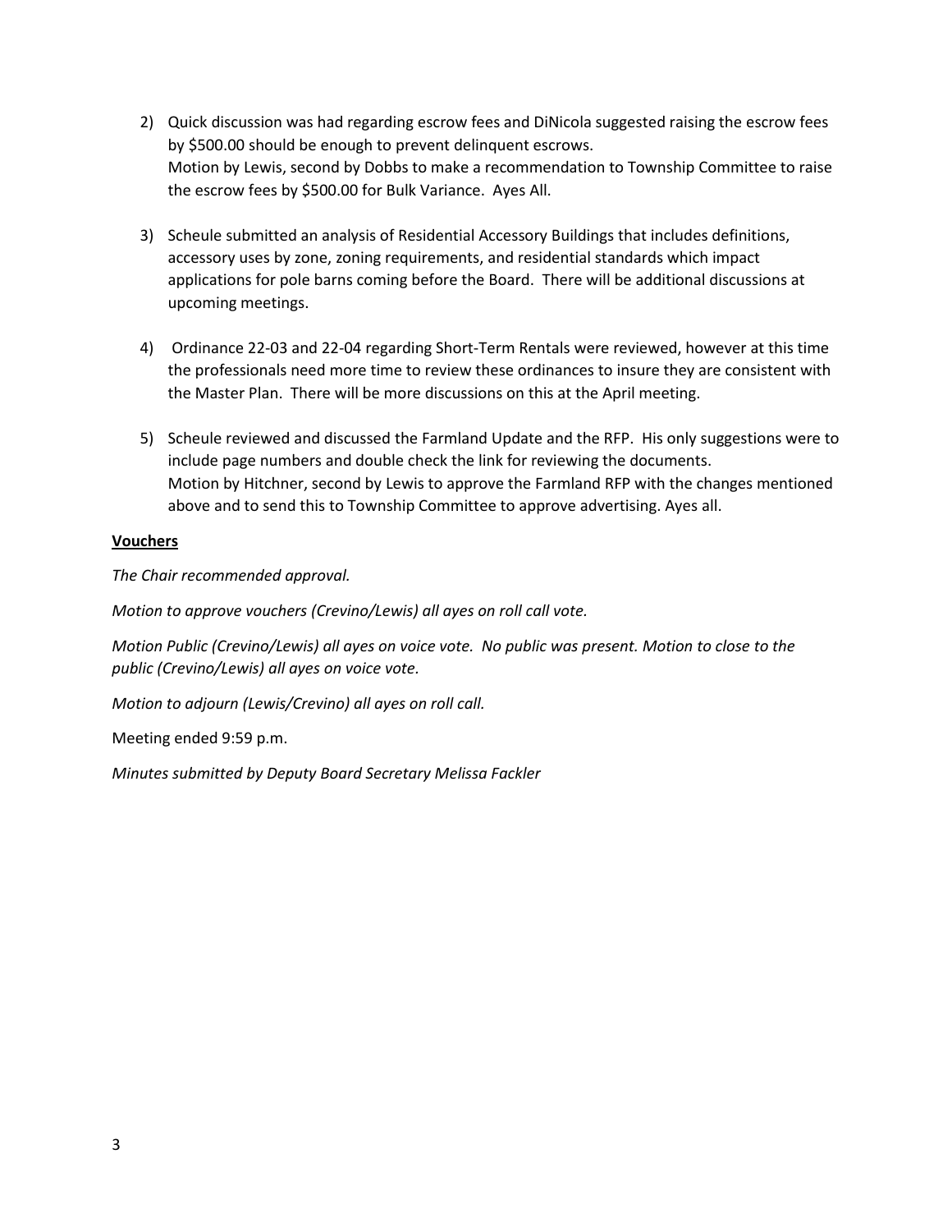2) Quick discussion was had regarding escrow fees and DiNicola suggested raising the escrow fees by $500.00 should be enough to prevent delinquent escrows.
   Motion by Lewis, second by Dobbs to make a recommendation to Township Committee to raise the escrow fees by $500.00 for Bulk Variance. Ayes All.

3) Scheule submitted an analysis of Residential Accessory Buildings that includes definitions, accessory uses by zone, zoning requirements, and residential standards which impact applications for pole barns coming before the Board. There will be additional discussions at upcoming meetings.

4) Ordinance 22-03 and 22-04 regarding Short-Term Rentals were reviewed, however at this time the professionals need more time to review these ordinances to insure they are consistent with the Master Plan. There will be more discussions on this at the April meeting.

5) Scheule reviewed and discussed the Farmland Update and the RFP. His only suggestions were to include page numbers and double check the link for reviewing the documents.
   Motion by Hitchner, second by Lewis to approve the Farmland RFP with the changes mentioned above and to send this to Township Committee to approve advertising. Ayes all.

**Vouchers**

*The Chair recommended approval.*

*Motion to approve vouchers (Crevino/Lewis) all ayes on roll call vote.*

*Motion Public (Crevino/Lewis) all ayes on voice vote. No public was present. Motion to close to the public (Crevino/Lewis) all ayes on voice vote.*

*Motion to adjourn (Lewis/Crevino) all ayes on roll call.*

Meeting ended 9:59 p.m.

*Minutes submitted by Deputy Board Secretary Melissa Fackler*